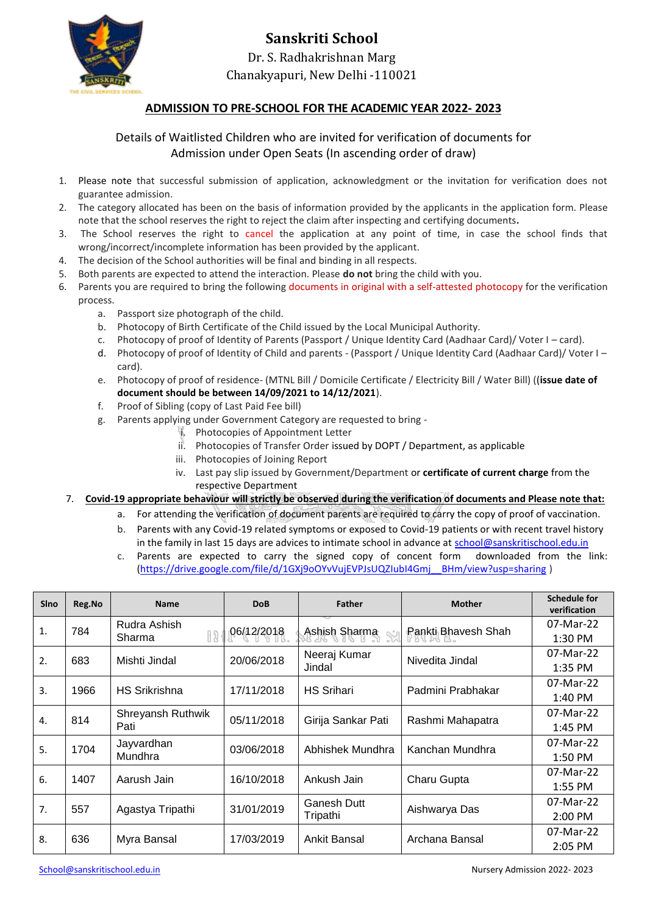# Sanskriti School

Dr. S. Radhakrishnan Marg

Chanakyapuri, New Delhi -110021

## ADMISSION TO PRE-SCHOOL FOR THE ACADEMIC YEAR 2022- 2023

Details of Waitlisted Children who are invited for verification of documents for Admission under Open Seats (In ascending order of draw)

1. Please note that successful submission of application, acknowledgment or the invitation for verification does not guarantee admission.
2. The category allocated has been on the basis of information provided by the applicants in the application form. Please note that the school reserves the right to reject the claim after inspecting and certifying documents.
3. The School reserves the right to cancel the application at any point of time, in case the school finds that wrong/incorrect/incomplete information has been provided by the applicant.
4. The decision of the School authorities will be final and binding in all respects.
5. Both parents are expected to attend the interaction. Please **do not** bring the child with you.
6. Parents you are required to bring the following documents in original with a self-attested photocopy for the verification process.
   a. Passport size photograph of the child.
   b. Photocopy of Birth Certificate of the Child issued by the Local Municipal Authority.
   c. Photocopy of proof of Identity of Parents (Passport / Unique Identity Card (Aadhaar Card)/ Voter I – card).
   d. Photocopy of proof of Identity of Child and parents - (Passport / Unique Identity Card (Aadhaar Card)/ Voter I – card).
   e. Photocopy of proof of residence- (MTNL Bill / Domicile Certificate / Electricity Bill / Water Bill) ((**issue date of document should be between 14/09/2021 to 14/12/2021**).
   f. Proof of Sibling (copy of Last Paid Fee bill)
   g. Parents applying under Government Category are requested to bring -
      i. Photocopies of Appointment Letter
      ii. Photocopies of Transfer Order issued by DOPT / Department, as applicable
      iii. Photocopies of Joining Report
      iv. Last pay slip issued by Government/Department or **certificate of current charge** from the respective Department
7. **Covid-19 appropriate behaviour will strictly be observed during the verification of documents and Please note that:**
   a. For attending the verification of document parents are required to carry the copy of proof of vaccination.
   b. Parents with any Covid-19 related symptoms or exposed to Covid-19 patients or with recent travel history in the family in last 15 days are advices to intimate school in advance at school@sanskritischool.edu.in
   c. Parents are expected to carry the signed copy of concent form downloaded from the link: (https://drive.google.com/file/d/1GXj9oOYvVujEVPJsUQZIubI4Gmj__BHm/view?usp=sharing )

| Slno | Reg.No | Name | DoB | Father | Mother | Schedule for verification |
|---|---|---|---|---|---|---|
| 1. | 784 | Rudra Ashish Sharma | 06/12/2018 | Ashish Sharma | Pankti Bhavesh Shah | 07-Mar-22 1:30 PM |
| 2. | 683 | Mishti Jindal | 20/06/2018 | Neeraj Kumar Jindal | Nivedita Jindal | 07-Mar-22 1:35 PM |
| 3. | 1966 | HS Srikrishna | 17/11/2018 | HS Srihari | Padmini Prabhakar | 07-Mar-22 1:40 PM |
| 4. | 814 | Shreyansh Ruthwik Pati | 05/11/2018 | Girija Sankar Pati | Rashmi Mahapatra | 07-Mar-22 1:45 PM |
| 5. | 1704 | Jayvardhan Mundhra | 03/06/2018 | Abhishek Mundhra | Kanchan Mundhra | 07-Mar-22 1:50 PM |
| 6. | 1407 | Aarush Jain | 16/10/2018 | Ankush Jain | Charu Gupta | 07-Mar-22 1:55 PM |
| 7. | 557 | Agastya Tripathi | 31/01/2019 | Ganesh Dutt Tripathi | Aishwarya Das | 07-Mar-22 2:00 PM |
| 8. | 636 | Myra Bansal | 17/03/2019 | Ankit Bansal | Archana Bansal | 07-Mar-22 2:05 PM |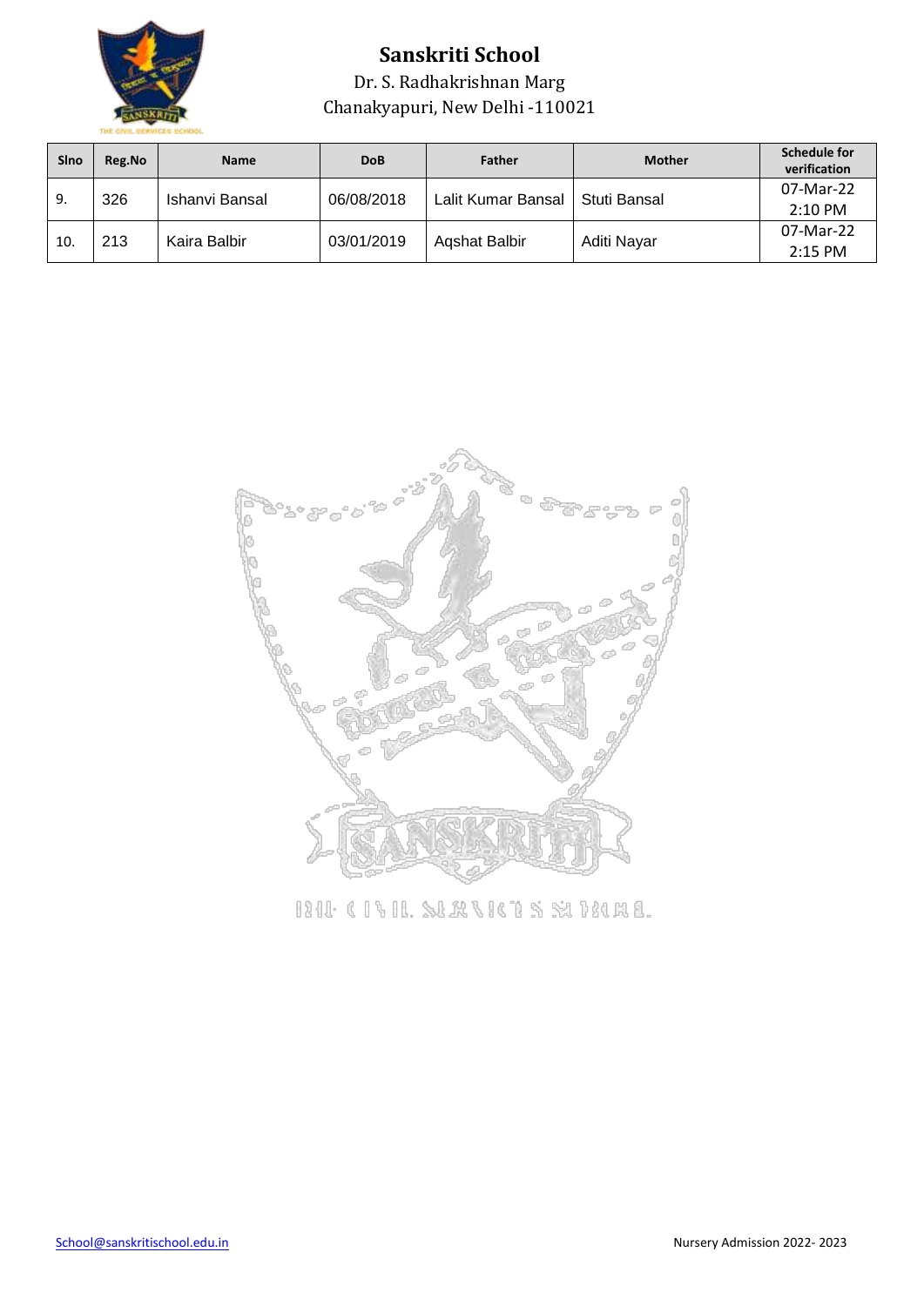# Sanskriti School

Dr. S. Radhakrishnan Marg
Chanakyapuri, New Delhi -110021

| Slno | Reg.No | Name | DoB | Father | Mother | Schedule for verification |
|---|---|---|---|---|---|---|
| 9. | 326 | Ishanvi Bansal | 06/08/2018 | Lalit Kumar Bansal | Stuti Bansal | 07-Mar-22 2:10 PM |
| 10. | 213 | Kaira Balbir | 03/01/2019 | Aqshat Balbir | Aditi Nayar | 07-Mar-22 2:15 PM |

School@sanskritischool.edu.in

Nursery Admission 2022- 2023